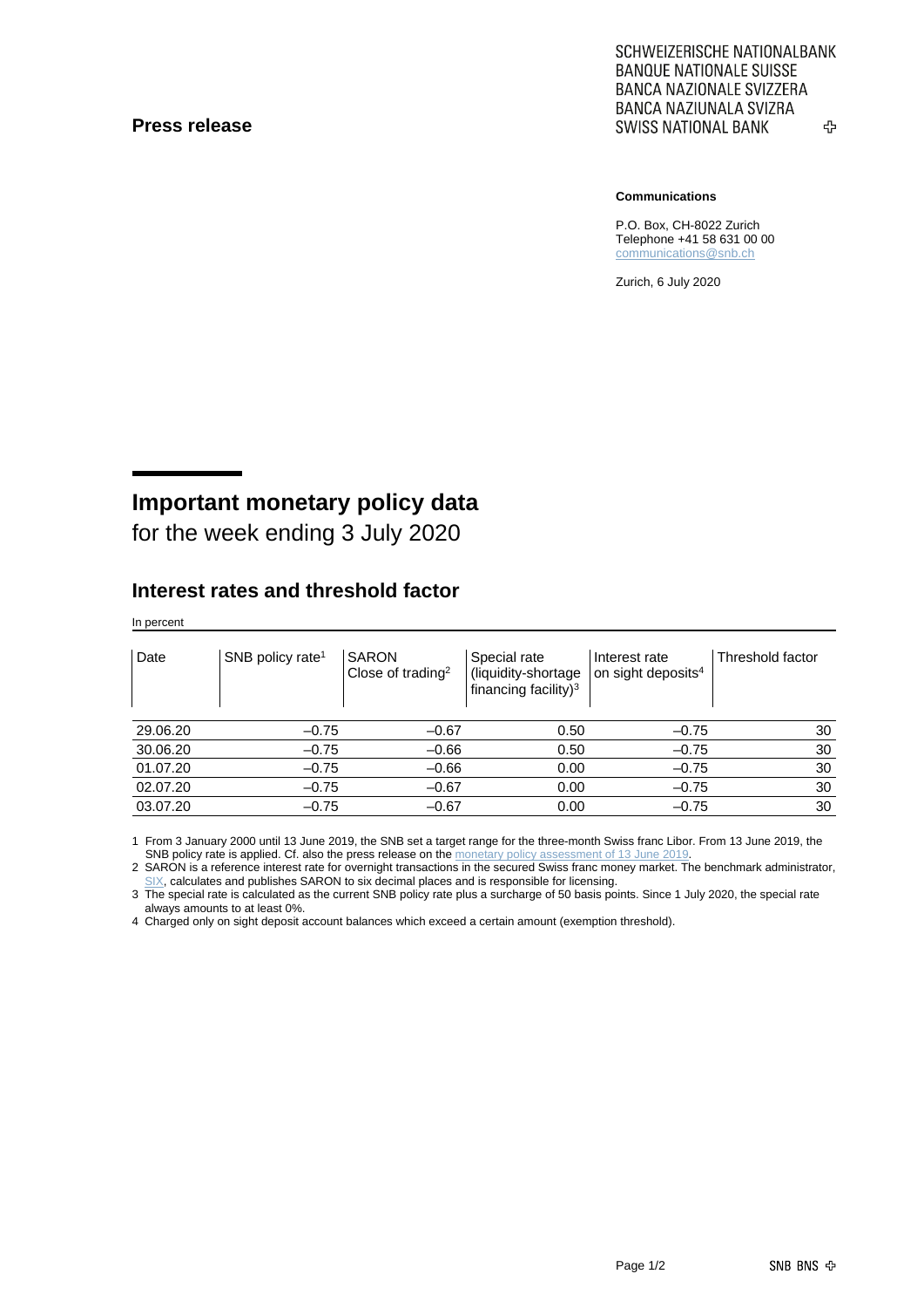**Press release**

SCHWEIZERISCHE NATIONALBANK
BANQUE NATIONALE SUISSE
BANCA NAZIONALE SVIZZERA
BANCA NAZIUNALA SVIZRA
SWISS NATIONAL BANK

**Communications**

P.O. Box, CH-8022 Zurich
Telephone +41 58 631 00 00
communications@snb.ch

Zurich, 6 July 2020

# Important monetary policy data

for the week ending 3 July 2020

## Interest rates and threshold factor

In percent

| Date | SNB policy rate[1] | SARON Close of trading[2] | Special rate (liquidity-shortage financing facility)[3] | Interest rate on sight deposits[4] | Threshold factor |
|---|---|---|---|---|---|
| 29.06.20 | –0.75 | –0.67 | 0.50 | –0.75 | 30 |
| 30.06.20 | –0.75 | –0.66 | 0.50 | –0.75 | 30 |
| 01.07.20 | –0.75 | –0.66 | 0.00 | –0.75 | 30 |
| 02.07.20 | –0.75 | –0.67 | 0.00 | –0.75 | 30 |
| 03.07.20 | –0.75 | –0.67 | 0.00 | –0.75 | 30 |

1 From 3 January 2000 until 13 June 2019, the SNB set a target range for the three-month Swiss franc Libor. From 13 June 2019, the SNB policy rate is applied. Cf. also the press release on the monetary policy assessment of 13 June 2019.

2 SARON is a reference interest rate for overnight transactions in the secured Swiss franc money market. The benchmark administrator, SIX, calculates and publishes SARON to six decimal places and is responsible for licensing.

3 The special rate is calculated as the current SNB policy rate plus a surcharge of 50 basis points. Since 1 July 2020, the special rate always amounts to at least 0%.

4 Charged only on sight deposit account balances which exceed a certain amount (exemption threshold).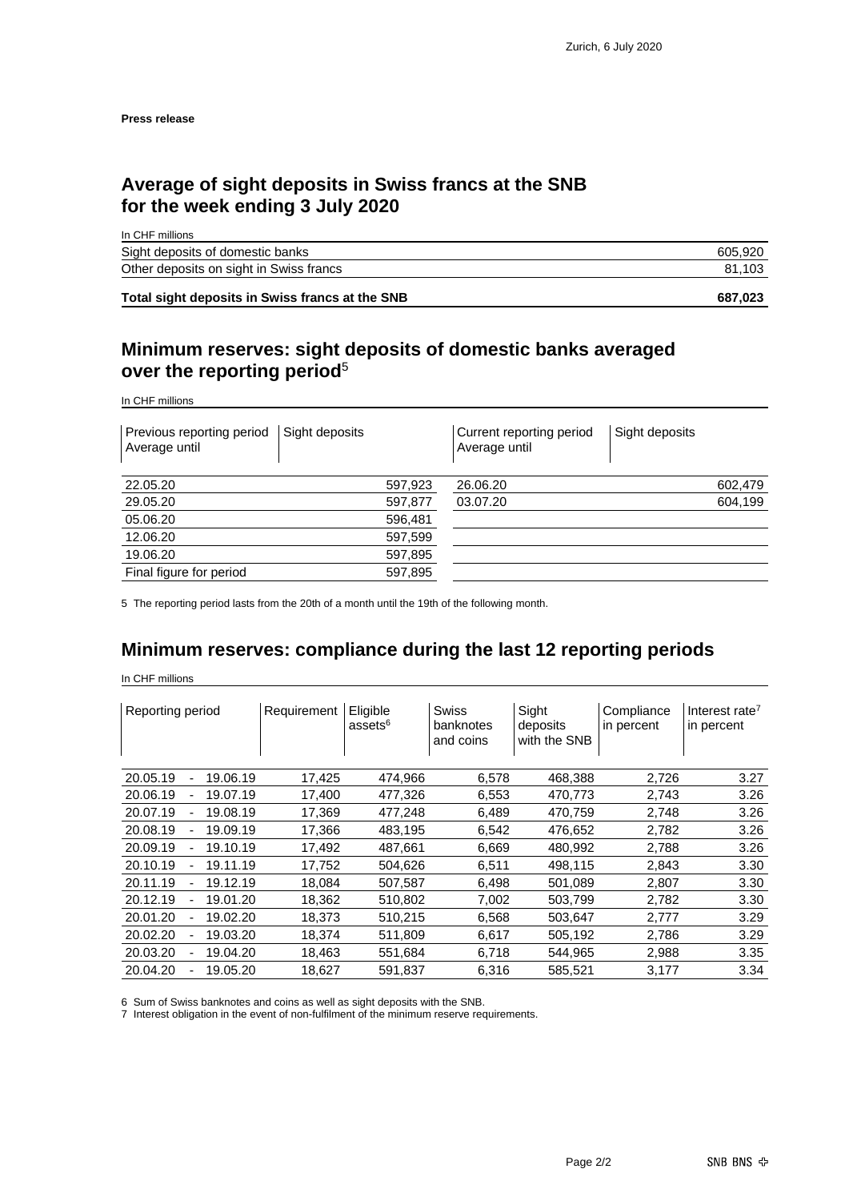Zurich, 6 July 2020

**Press release**

## Average of sight deposits in Swiss francs at the SNB for the week ending 3 July 2020

In CHF millions

| | |
|---|---|
| Sight deposits of domestic banks | 605,920 |
| Other deposits on sight in Swiss francs | 81,103 |
| **Total sight deposits in Swiss francs at the SNB** | **687,023** |

## Minimum reserves: sight deposits of domestic banks averaged over the reporting period[5]

In CHF millions

| Previous reporting period Average until | Sight deposits | Current reporting period Average until | Sight deposits |
|---|---|---|---|
| 22.05.20 | 597,923 | 26.06.20 | 602,479 |
| 29.05.20 | 597,877 | 03.07.20 | 604,199 |
| 05.06.20 | 596,481 | | |
| 12.06.20 | 597,599 | | |
| 19.06.20 | 597,895 | | |
| Final figure for period | 597,895 | | |

5 The reporting period lasts from the 20th of a month until the 19th of the following month.

## Minimum reserves: compliance during the last 12 reporting periods

In CHF millions

| Reporting period | Requirement | Eligible assets[6] | Swiss banknotes and coins | Sight deposits with the SNB | Compliance in percent | Interest rate[7] in percent |
|---|---|---|---|---|---|---|
| 20.05.19 - 19.06.19 | 17,425 | 474,966 | 6,578 | 468,388 | 2,726 | 3.27 |
| 20.06.19 - 19.07.19 | 17,400 | 477,326 | 6,553 | 470,773 | 2,743 | 3.26 |
| 20.07.19 - 19.08.19 | 17,369 | 477,248 | 6,489 | 470,759 | 2,748 | 3.26 |
| 20.08.19 - 19.09.19 | 17,366 | 483,195 | 6,542 | 476,652 | 2,782 | 3.26 |
| 20.09.19 - 19.10.19 | 17,492 | 487,661 | 6,669 | 480,992 | 2,788 | 3.26 |
| 20.10.19 - 19.11.19 | 17,752 | 504,626 | 6,511 | 498,115 | 2,843 | 3.30 |
| 20.11.19 - 19.12.19 | 18,084 | 507,587 | 6,498 | 501,089 | 2,807 | 3.30 |
| 20.12.19 - 19.01.20 | 18,362 | 510,802 | 7,002 | 503,799 | 2,782 | 3.30 |
| 20.01.20 - 19.02.20 | 18,373 | 510,215 | 6,568 | 503,647 | 2,777 | 3.29 |
| 20.02.20 - 19.03.20 | 18,374 | 511,809 | 6,617 | 505,192 | 2,786 | 3.29 |
| 20.03.20 - 19.04.20 | 18,463 | 551,684 | 6,718 | 544,965 | 2,988 | 3.35 |
| 20.04.20 - 19.05.20 | 18,627 | 591,837 | 6,316 | 585,521 | 3,177 | 3.34 |

6 Sum of Swiss banknotes and coins as well as sight deposits with the SNB.
7 Interest obligation in the event of non-fulfilment of the minimum reserve requirements.